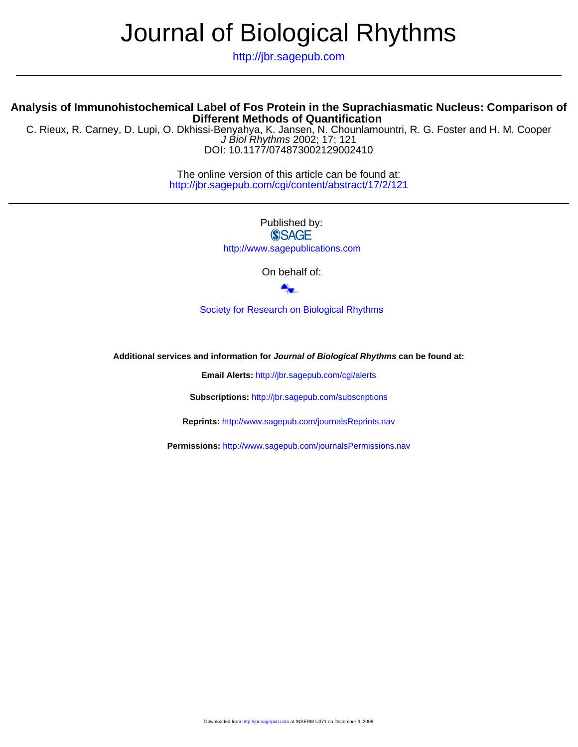# Journal of Biological Rhythms

http://jbr.sagepub.com

## Analysis of Immunohistochemical Label of Fos Protein in the Suprachiasmatic Nucleus: Comparison of Different Methods of Quantification

C. Rieux, R. Carney, D. Lupi, O. Dkhissi-Benyahya, K. Jansen, N. Chounlamountri, R. G. Foster and H. M. Cooper
*J Biol Rhythms* 2002; 17; 121
DOI: 10.1177/074873002129002410

The online version of this article can be found at:
http://jbr.sagepub.com/cgi/content/abstract/17/2/121

Published by:
SAGE
http://www.sagepublications.com

On behalf of:

Society for Research on Biological Rhythms

**Additional services and information for *Journal of Biological Rhythms* can be found at:**

**Email Alerts:** http://jbr.sagepub.com/cgi/alerts

**Subscriptions:** http://jbr.sagepub.com/subscriptions

**Reprints:** http://www.sagepub.com/journalsReprints.nav

**Permissions:** http://www.sagepub.com/journalsPermissions.nav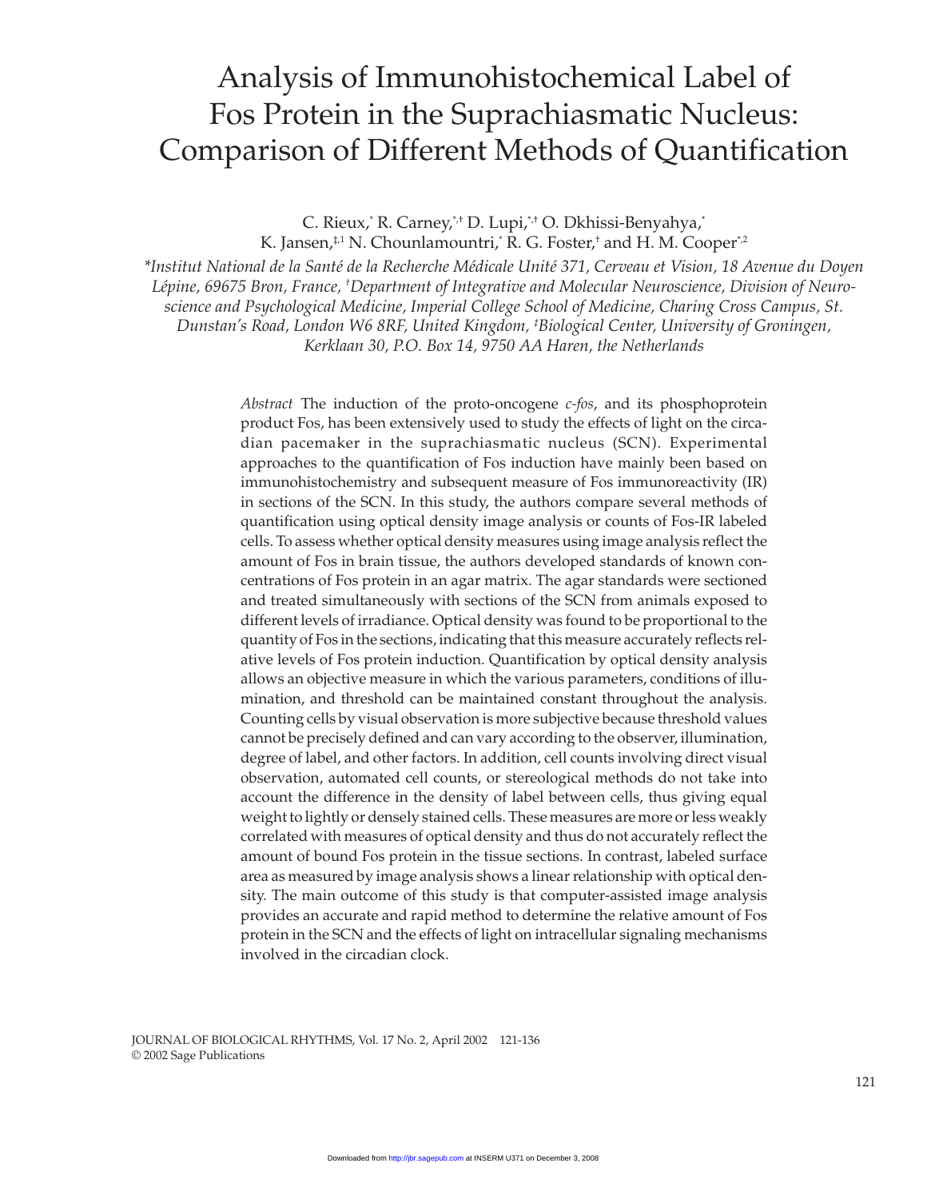# Analysis of Immunohistochemical Label of Fos Protein in the Suprachiasmatic Nucleus: Comparison of Different Methods of Quantification

C. Rieux,[*] R. Carney,[*,†] D. Lupi,[*,†] O. Dkhissi-Benyahya,[*] K. Jansen,[‡,1] N. Chounlamountri,[*] R. G. Foster,[†] and H. M. Cooper[*,2]

*[*]Institut National de la Santé de la Recherche Médicale Unité 371, Cerveau et Vision, 18 Avenue du Doyen Lépine, 69675 Bron, France, [†]Department of Integrative and Molecular Neuroscience, Division of Neuroscience and Psychological Medicine, Imperial College School of Medicine, Charing Cross Campus, St. Dunstan's Road, London W6 8RF, United Kingdom, [‡]Biological Center, University of Groningen, Kerklaan 30, P.O. Box 14, 9750 AA Haren, the Netherlands*

*Abstract* The induction of the proto-oncogene *c-fos*, and its phosphoprotein product Fos, has been extensively used to study the effects of light on the circadian pacemaker in the suprachiasmatic nucleus (SCN). Experimental approaches to the quantification of Fos induction have mainly been based on immunohistochemistry and subsequent measure of Fos immunoreactivity (IR) in sections of the SCN. In this study, the authors compare several methods of quantification using optical density image analysis or counts of Fos-IR labeled cells. To assess whether optical density measures using image analysis reflect the amount of Fos in brain tissue, the authors developed standards of known concentrations of Fos protein in an agar matrix. The agar standards were sectioned and treated simultaneously with sections of the SCN from animals exposed to different levels of irradiance. Optical density was found to be proportional to the quantity of Fos in the sections, indicating that this measure accurately reflects relative levels of Fos protein induction. Quantification by optical density analysis allows an objective measure in which the various parameters, conditions of illumination, and threshold can be maintained constant throughout the analysis. Counting cells by visual observation is more subjective because threshold values cannot be precisely defined and can vary according to the observer, illumination, degree of label, and other factors. In addition, cell counts involving direct visual observation, automated cell counts, or stereological methods do not take into account the difference in the density of label between cells, thus giving equal weight to lightly or densely stained cells. These measures are more or less weakly correlated with measures of optical density and thus do not accurately reflect the amount of bound Fos protein in the tissue sections. In contrast, labeled surface area as measured by image analysis shows a linear relationship with optical density. The main outcome of this study is that computer-assisted image analysis provides an accurate and rapid method to determine the relative amount of Fos protein in the SCN and the effects of light on intracellular signaling mechanisms involved in the circadian clock.

JOURNAL OF BIOLOGICAL RHYTHMS, Vol. 17 No. 2, April 2002 121-136
© 2002 Sage Publications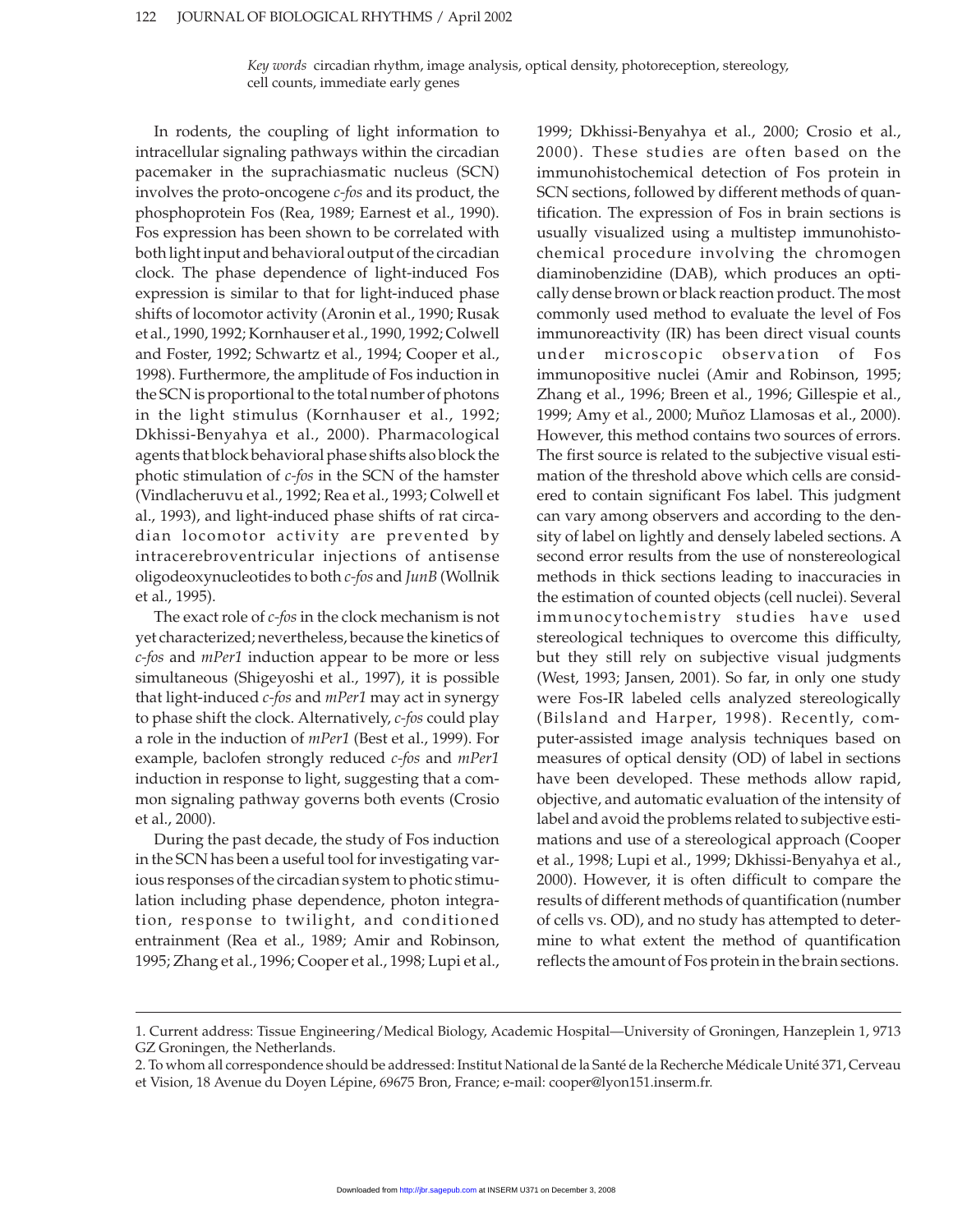*Key words* circadian rhythm, image analysis, optical density, photoreception, stereology, cell counts, immediate early genes

In rodents, the coupling of light information to intracellular signaling pathways within the circadian pacemaker in the suprachiasmatic nucleus (SCN) involves the proto-oncogene *c-fos* and its product, the phosphoprotein Fos (Rea, 1989; Earnest et al., 1990). Fos expression has been shown to be correlated with both light input and behavioral output of the circadian clock. The phase dependence of light-induced Fos expression is similar to that for light-induced phase shifts of locomotor activity (Aronin et al., 1990; Rusak et al., 1990, 1992; Kornhauser et al., 1990, 1992; Colwell and Foster, 1992; Schwartz et al., 1994; Cooper et al., 1998). Furthermore, the amplitude of Fos induction in the SCN is proportional to the total number of photons in the light stimulus (Kornhauser et al., 1992; Dkhissi-Benyahya et al., 2000). Pharmacological agents that block behavioral phase shifts also block the photic stimulation of *c-fos* in the SCN of the hamster (Vindlacheruvu et al., 1992; Rea et al., 1993; Colwell et al., 1993), and light-induced phase shifts of rat circadian locomotor activity are prevented by intracerebroventricular injections of antisense oligodeoxynucleotides to both *c-fos* and *JunB* (Wollnik et al., 1995).

The exact role of *c-fos* in the clock mechanism is not yet characterized; nevertheless, because the kinetics of *c-fos* and *mPer1* induction appear to be more or less simultaneous (Shigeyoshi et al., 1997), it is possible that light-induced *c-fos* and *mPer1* may act in synergy to phase shift the clock. Alternatively, *c-fos* could play a role in the induction of *mPer1* (Best et al., 1999). For example, baclofen strongly reduced *c-fos* and *mPer1* induction in response to light, suggesting that a common signaling pathway governs both events (Crosio et al., 2000).

During the past decade, the study of Fos induction in the SCN has been a useful tool for investigating various responses of the circadian system to photic stimulation including phase dependence, photon integration, response to twilight, and conditioned entrainment (Rea et al., 1989; Amir and Robinson, 1995; Zhang et al., 1996; Cooper et al., 1998; Lupi et al., 1999; Dkhissi-Benyahya et al., 2000; Crosio et al., 2000). These studies are often based on the immunohistochemical detection of Fos protein in SCN sections, followed by different methods of quantification. The expression of Fos in brain sections is usually visualized using a multistep immunohistochemical procedure involving the chromogen diaminobenzidine (DAB), which produces an optically dense brown or black reaction product. The most commonly used method to evaluate the level of Fos immunoreactivity (IR) has been direct visual counts under microscopic observation of Fos immunopositive nuclei (Amir and Robinson, 1995; Zhang et al., 1996; Breen et al., 1996; Gillespie et al., 1999; Amy et al., 2000; Muñoz Llamosas et al., 2000). However, this method contains two sources of errors. The first source is related to the subjective visual estimation of the threshold above which cells are considered to contain significant Fos label. This judgment can vary among observers and according to the density of label on lightly and densely labeled sections. A second error results from the use of nonstereological methods in thick sections leading to inaccuracies in the estimation of counted objects (cell nuclei). Several immunocytochemistry studies have used stereological techniques to overcome this difficulty, but they still rely on subjective visual judgments (West, 1993; Jansen, 2001). So far, in only one study were Fos-IR labeled cells analyzed stereologically (Bilsland and Harper, 1998). Recently, computer-assisted image analysis techniques based on measures of optical density (OD) of label in sections have been developed. These methods allow rapid, objective, and automatic evaluation of the intensity of label and avoid the problems related to subjective estimations and use of a stereological approach (Cooper et al., 1998; Lupi et al., 1999; Dkhissi-Benyahya et al., 2000). However, it is often difficult to compare the results of different methods of quantification (number of cells vs. OD), and no study has attempted to determine to what extent the method of quantification reflects the amount of Fos protein in the brain sections.

---

1. Current address: Tissue Engineering/Medical Biology, Academic Hospital—University of Groningen, Hanzeplein 1, 9713 GZ Groningen, the Netherlands.

2. To whom all correspondence should be addressed: Institut National de la Santé de la Recherche Médicale Unité 371, Cerveau et Vision, 18 Avenue du Doyen Lépine, 69675 Bron, France; e-mail: cooper@lyon151.inserm.fr.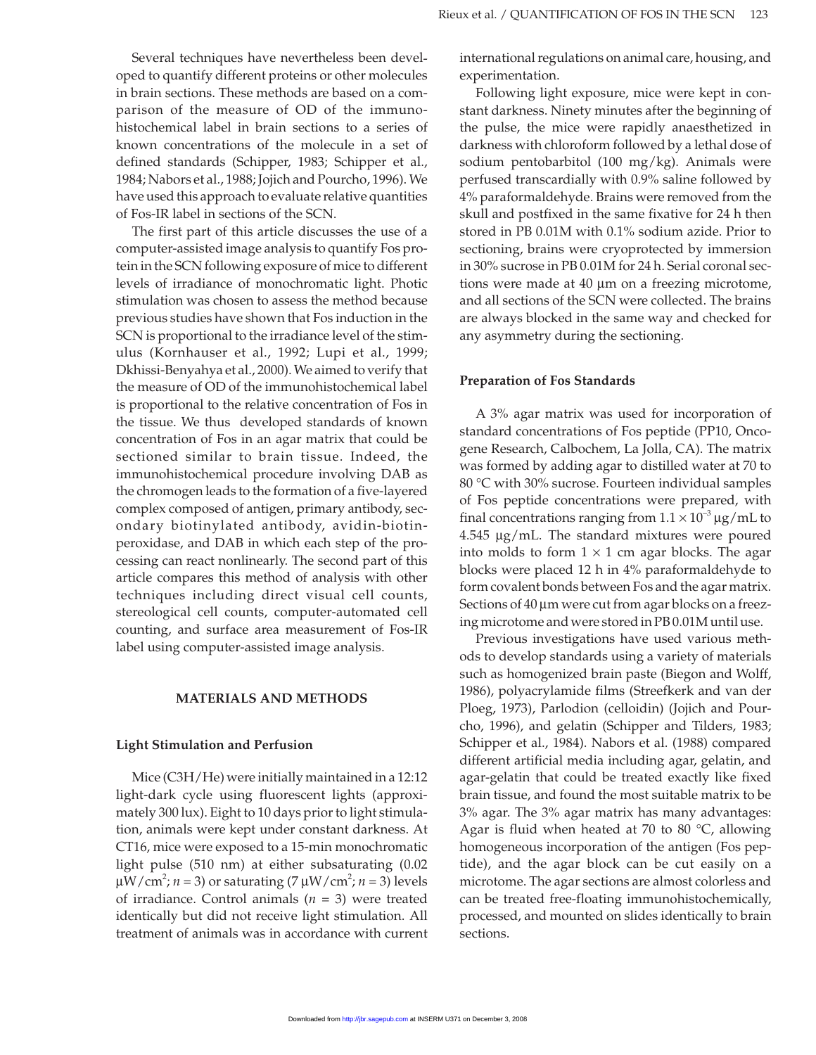Several techniques have nevertheless been developed to quantify different proteins or other molecules in brain sections. These methods are based on a comparison of the measure of OD of the immunohistochemical label in brain sections to a series of known concentrations of the molecule in a set of defined standards (Schipper, 1983; Schipper et al., 1984; Nabors et al., 1988; Jojich and Pourcho, 1996). We have used this approach to evaluate relative quantities of Fos-IR label in sections of the SCN.

The first part of this article discusses the use of a computer-assisted image analysis to quantify Fos protein in the SCN following exposure of mice to different levels of irradiance of monochromatic light. Photic stimulation was chosen to assess the method because previous studies have shown that Fos induction in the SCN is proportional to the irradiance level of the stimulus (Kornhauser et al., 1992; Lupi et al., 1999; Dkhissi-Benyahya et al., 2000). We aimed to verify that the measure of OD of the immunohistochemical label is proportional to the relative concentration of Fos in the tissue. We thus developed standards of known concentration of Fos in an agar matrix that could be sectioned similar to brain tissue. Indeed, the immunohistochemical procedure involving DAB as the chromogen leads to the formation of a five-layered complex composed of antigen, primary antibody, secondary biotinylated antibody, avidin-biotin-peroxidase, and DAB in which each step of the processing can react nonlinearly. The second part of this article compares this method of analysis with other techniques including direct visual cell counts, stereological cell counts, computer-automated cell counting, and surface area measurement of Fos-IR label using computer-assisted image analysis.

## MATERIALS AND METHODS

### Light Stimulation and Perfusion

Mice (C3H/He) were initially maintained in a 12:12 light-dark cycle using fluorescent lights (approximately 300 lux). Eight to 10 days prior to light stimulation, animals were kept under constant darkness. At CT16, mice were exposed to a 15-min monochromatic light pulse (510 nm) at either subsaturating (0.02 $\mu W/cm^2$; $n = 3$) or saturating (7 $\mu W/cm^2$; $n = 3$) levels of irradiance. Control animals ($n = 3$) were treated identically but did not receive light stimulation. All treatment of animals was in accordance with current international regulations on animal care, housing, and experimentation.

Following light exposure, mice were kept in constant darkness. Ninety minutes after the beginning of the pulse, the mice were rapidly anaesthetized in darkness with chloroform followed by a lethal dose of sodium pentobarbitol (100 mg/kg). Animals were perfused transcardially with 0.9% saline followed by 4% paraformaldehyde. Brains were removed from the skull and postfixed in the same fixative for 24 h then stored in PB 0.01M with 0.1% sodium azide. Prior to sectioning, brains were cryoprotected by immersion in 30% sucrose in PB 0.01M for 24 h. Serial coronal sections were made at 40 µm on a freezing microtome, and all sections of the SCN were collected. The brains are always blocked in the same way and checked for any asymmetry during the sectioning.

### Preparation of Fos Standards

A 3% agar matrix was used for incorporation of standard concentrations of Fos peptide (PP10, Oncogene Research, Calbochem, La Jolla, CA). The matrix was formed by adding agar to distilled water at 70 to 80 °C with 30% sucrose. Fourteen individual samples of Fos peptide concentrations were prepared, with final concentrations ranging from $1.1 \times 10^{-3}$ µg/mL to 4.545 µg/mL. The standard mixtures were poured into molds to form $1 \times 1$ cm agar blocks. The agar blocks were placed 12 h in 4% paraformaldehyde to form covalent bonds between Fos and the agar matrix. Sections of 40 µm were cut from agar blocks on a freezing microtome and were stored in PB 0.01M until use.

Previous investigations have used various methods to develop standards using a variety of materials such as homogenized brain paste (Biegon and Wolff, 1986), polyacrylamide films (Streefkerk and van der Ploeg, 1973), Parlodion (celloidin) (Jojich and Pourcho, 1996), and gelatin (Schipper and Tilders, 1983; Schipper et al., 1984). Nabors et al. (1988) compared different artificial media including agar, gelatin, and agar-gelatin that could be treated exactly like fixed brain tissue, and found the most suitable matrix to be 3% agar. The 3% agar matrix has many advantages: Agar is fluid when heated at 70 to 80 °C, allowing homogeneous incorporation of the antigen (Fos peptide), and the agar block can be cut easily on a microtome. The agar sections are almost colorless and can be treated free-floating immunohistochemically, processed, and mounted on slides identically to brain sections.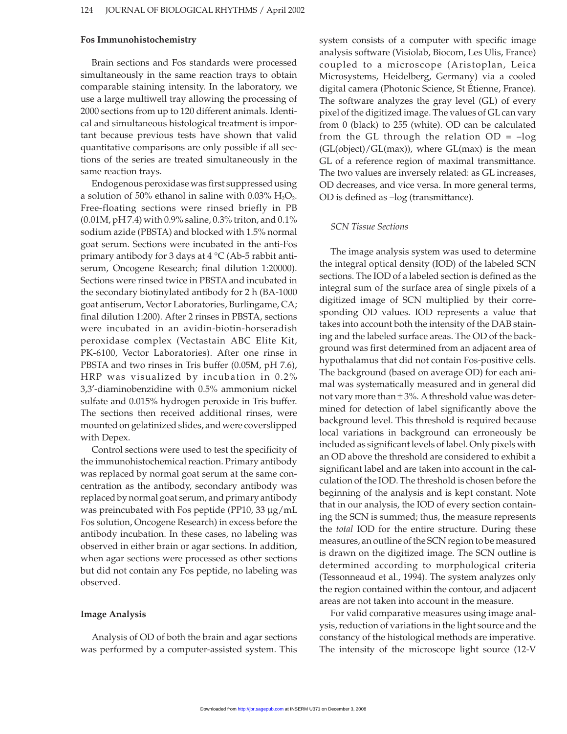### Fos Immunohistochemistry

Brain sections and Fos standards were processed simultaneously in the same reaction trays to obtain comparable staining intensity. In the laboratory, we use a large multiwell tray allowing the processing of 2000 sections from up to 120 different animals. Identical and simultaneous histological treatment is important because previous tests have shown that valid quantitative comparisons are only possible if all sections of the series are treated simultaneously in the same reaction trays.

Endogenous peroxidase was first suppressed using a solution of 50% ethanol in saline with 0.03% $H_2O_2$. Free-floating sections were rinsed briefly in PB (0.01M, pH 7.4) with 0.9% saline, 0.3% triton, and 0.1% sodium azide (PBSTA) and blocked with 1.5% normal goat serum. Sections were incubated in the anti-Fos primary antibody for 3 days at 4 °C (Ab-5 rabbit antiserum, Oncogene Research; final dilution 1:20000). Sections were rinsed twice in PBSTA and incubated in the secondary biotinylated antibody for 2 h (BA-1000 goat antiserum, Vector Laboratories, Burlingame, CA; final dilution 1:200). After 2 rinses in PBSTA, sections were incubated in an avidin-biotin-horseradish peroxidase complex (Vectastain ABC Elite Kit, PK-6100, Vector Laboratories). After one rinse in PBSTA and two rinses in Tris buffer (0.05M, pH 7.6), HRP was visualized by incubation in 0.2% 3,3′-diaminobenzidine with 0.5% ammonium nickel sulfate and 0.015% hydrogen peroxide in Tris buffer. The sections then received additional rinses, were mounted on gelatinized slides, and were coverslipped with Depex.

Control sections were used to test the specificity of the immunohistochemical reaction. Primary antibody was replaced by normal goat serum at the same concentration as the antibody, secondary antibody was replaced by normal goat serum, and primary antibody was preincubated with Fos peptide (PP10, 33 μg/mL Fos solution, Oncogene Research) in excess before the antibody incubation. In these cases, no labeling was observed in either brain or agar sections. In addition, when agar sections were processed as other sections but did not contain any Fos peptide, no labeling was observed.

### Image Analysis

Analysis of OD of both the brain and agar sections was performed by a computer-assisted system. This system consists of a computer with specific image analysis software (Visiolab, Biocom, Les Ulis, France) coupled to a microscope (Aristoplan, Leica Microsystems, Heidelberg, Germany) via a cooled digital camera (Photonic Science, St Étienne, France). The software analyzes the gray level (GL) of every pixel of the digitized image. The values of GL can vary from 0 (black) to 255 (white). OD can be calculated from the GL through the relation $OD = -\log(GL(object)/GL(max))$, where GL(max) is the mean GL of a reference region of maximal transmittance. The two values are inversely related: as GL increases, OD decreases, and vice versa. In more general terms, OD is defined as –log (transmittance).

#### *SCN Tissue Sections*

The image analysis system was used to determine the integral optical density (IOD) of the labeled SCN sections. The IOD of a labeled section is defined as the integral sum of the surface area of single pixels of a digitized image of SCN multiplied by their corresponding OD values. IOD represents a value that takes into account both the intensity of the DAB staining and the labeled surface areas. The OD of the background was first determined from an adjacent area of hypothalamus that did not contain Fos-positive cells. The background (based on average OD) for each animal was systematically measured and in general did not vary more than ± 3%. A threshold value was determined for detection of label significantly above the background level. This threshold is required because local variations in background can erroneously be included as significant levels of label. Only pixels with an OD above the threshold are considered to exhibit a significant label and are taken into account in the calculation of the IOD. The threshold is chosen before the beginning of the analysis and is kept constant. Note that in our analysis, the IOD of every section containing the SCN is summed; thus, the measure represents the *total* IOD for the entire structure. During these measures, an outline of the SCN region to be measured is drawn on the digitized image. The SCN outline is determined according to morphological criteria (Tessonneaud et al., 1994). The system analyzes only the region contained within the contour, and adjacent areas are not taken into account in the measure.

For valid comparative measures using image analysis, reduction of variations in the light source and the constancy of the histological methods are imperative. The intensity of the microscope light source (12-V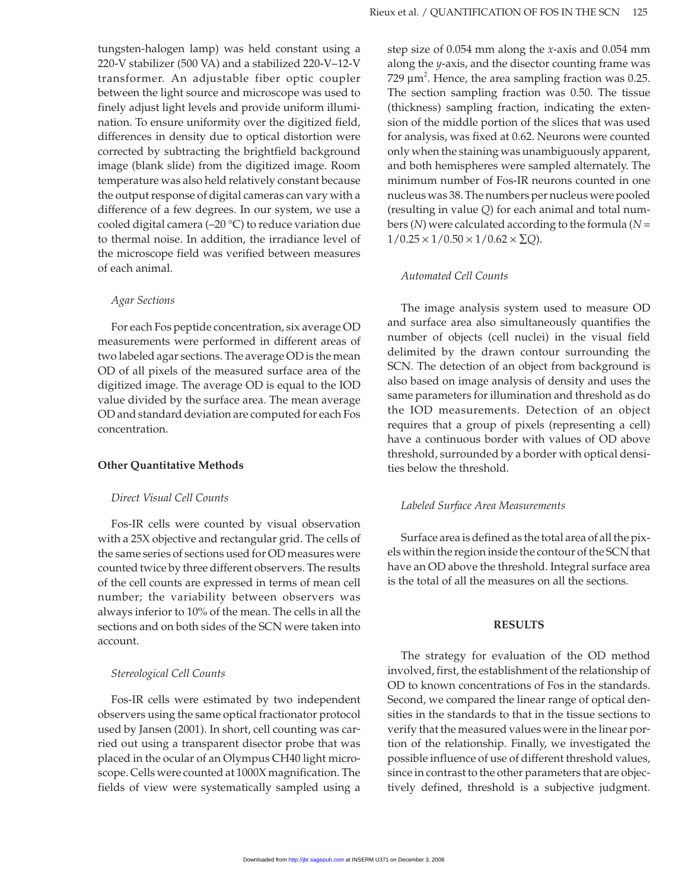tungsten-halogen lamp) was held constant using a 220-V stabilizer (500 VA) and a stabilized 220-V–12-V transformer. An adjustable fiber optic coupler between the light source and microscope was used to finely adjust light levels and provide uniform illumination. To ensure uniformity over the digitized field, differences in density due to optical distortion were corrected by subtracting the brightfield background image (blank slide) from the digitized image. Room temperature was also held relatively constant because the output response of digital cameras can vary with a difference of a few degrees. In our system, we use a cooled digital camera (–20 °C) to reduce variation due to thermal noise. In addition, the irradiance level of the microscope field was verified between measures of each animal.

#### *Agar Sections*

For each Fos peptide concentration, six average OD measurements were performed in different areas of two labeled agar sections. The average OD is the mean OD of all pixels of the measured surface area of the digitized image. The average OD is equal to the IOD value divided by the surface area. The mean average OD and standard deviation are computed for each Fos concentration.

### Other Quantitative Methods

#### *Direct Visual Cell Counts*

Fos-IR cells were counted by visual observation with a 25X objective and rectangular grid. The cells of the same series of sections used for OD measures were counted twice by three different observers. The results of the cell counts are expressed in terms of mean cell number; the variability between observers was always inferior to 10% of the mean. The cells in all the sections and on both sides of the SCN were taken into account.

#### *Stereological Cell Counts*

Fos-IR cells were estimated by two independent observers using the same optical fractionator protocol used by Jansen (2001). In short, cell counting was carried out using a transparent disector probe that was placed in the ocular of an Olympus CH40 light microscope. Cells were counted at 1000X magnification. The fields of view were systematically sampled using a step size of 0.054 mm along the $x$-axis and 0.054 mm along the $y$-axis, and the disector counting frame was 729 $\mu m^2$. Hence, the area sampling fraction was 0.25. The section sampling fraction was 0.50. The tissue (thickness) sampling fraction, indicating the extension of the middle portion of the slices that was used for analysis, was fixed at 0.62. Neurons were counted only when the staining was unambiguously apparent, and both hemispheres were sampled alternately. The minimum number of Fos-IR neurons counted in one nucleus was 38. The numbers per nucleus were pooled (resulting in value $Q$) for each animal and total numbers ($N$) were calculated according to the formula ($N = 1/0.25 \times 1/0.50 \times 1/0.62 \times \sum Q$).

#### *Automated Cell Counts*

The image analysis system used to measure OD and surface area also simultaneously quantifies the number of objects (cell nuclei) in the visual field delimited by the drawn contour surrounding the SCN. The detection of an object from background is also based on image analysis of density and uses the same parameters for illumination and threshold as do the IOD measurements. Detection of an object requires that a group of pixels (representing a cell) have a continuous border with values of OD above threshold, surrounded by a border with optical densities below the threshold.

#### *Labeled Surface Area Measurements*

Surface area is defined as the total area of all the pixels within the region inside the contour of the SCN that have an OD above the threshold. Integral surface area is the total of all the measures on all the sections.

## RESULTS

The strategy for evaluation of the OD method involved, first, the establishment of the relationship of OD to known concentrations of Fos in the standards. Second, we compared the linear range of optical densities in the standards to that in the tissue sections to verify that the measured values were in the linear portion of the relationship. Finally, we investigated the possible influence of use of different threshold values, since in contrast to the other parameters that are objectively defined, threshold is a subjective judgment.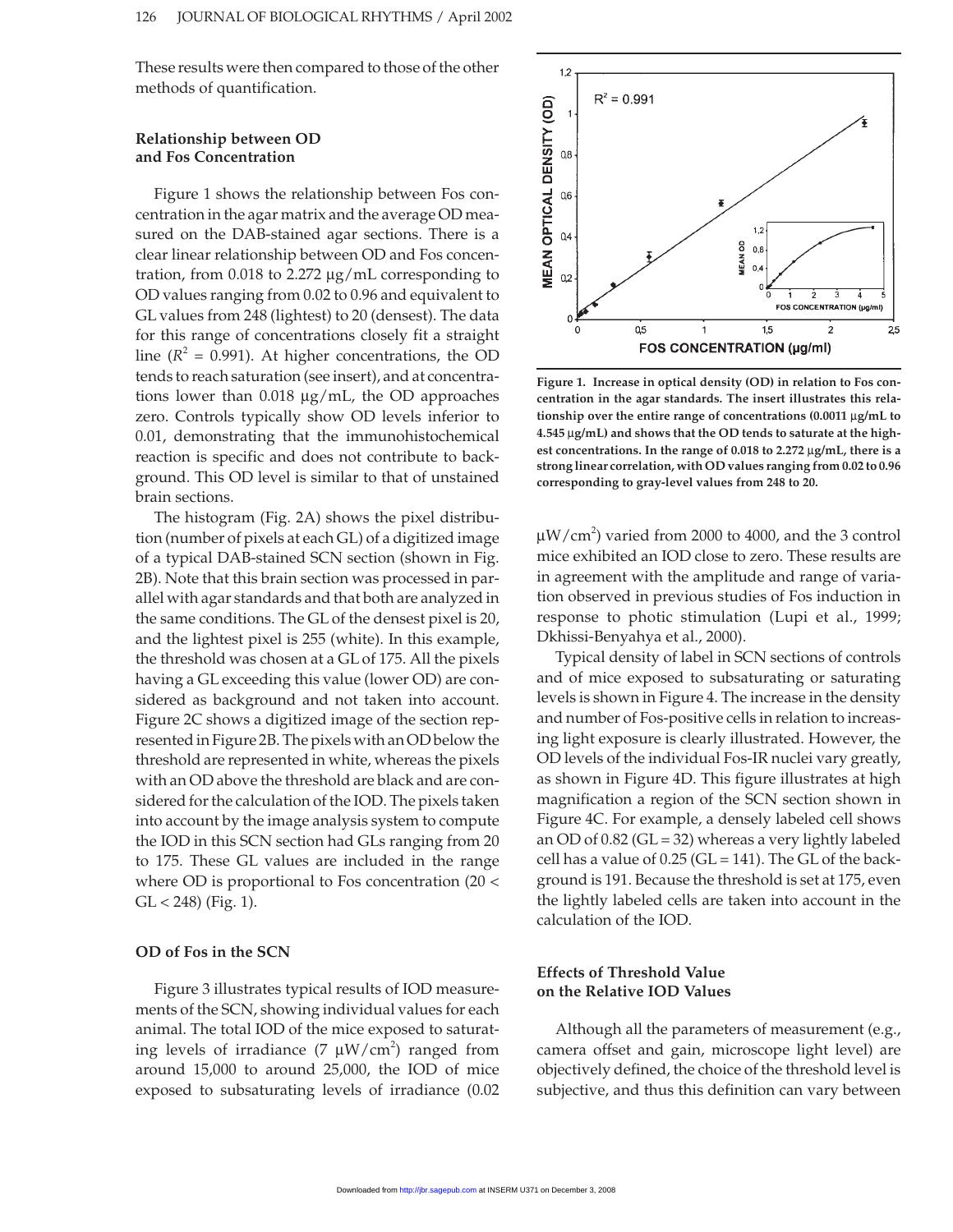These results were then compared to those of the other methods of quantification.

### Relationship between OD and Fos Concentration

Figure 1 shows the relationship between Fos concentration in the agar matrix and the average OD measured on the DAB-stained agar sections. There is a clear linear relationship between OD and Fos concentration, from 0.018 to 2.272 µg/mL corresponding to OD values ranging from 0.02 to 0.96 and equivalent to GL values from 248 (lightest) to 20 (densest). The data for this range of concentrations closely fit a straight line ($R^2$ = 0.991). At higher concentrations, the OD tends to reach saturation (see insert), and at concentrations lower than 0.018 µg/mL, the OD approaches zero. Controls typically show OD levels inferior to 0.01, demonstrating that the immunohistochemical reaction is specific and does not contribute to background. This OD level is similar to that of unstained brain sections.

The histogram (Fig. 2A) shows the pixel distribution (number of pixels at each GL) of a digitized image of a typical DAB-stained SCN section (shown in Fig. 2B). Note that this brain section was processed in parallel with agar standards and that both are analyzed in the same conditions. The GL of the densest pixel is 20, and the lightest pixel is 255 (white). In this example, the threshold was chosen at a GL of 175. All the pixels having a GL exceeding this value (lower OD) are considered as background and not taken into account. Figure 2C shows a digitized image of the section represented in Figure 2B. The pixels with an OD below the threshold are represented in white, whereas the pixels with an OD above the threshold are black and are considered for the calculation of the IOD. The pixels taken into account by the image analysis system to compute the IOD in this SCN section had GLs ranging from 20 to 175. These GL values are included in the range where OD is proportional to Fos concentration (20 < GL < 248) (Fig. 1).

Figure 1. Increase in optical density (OD) in relation to Fos concentration in the agar standards. The insert illustrates this relationship over the entire range of concentrations (0.0011 µg/mL to 4.545 µg/mL) and shows that the OD tends to saturate at the highest concentrations. In the range of 0.018 to 2.272 µg/mL, there is a strong linear correlation, with OD values ranging from 0.02 to 0.96 corresponding to gray-level values from 248 to 20.

### OD of Fos in the SCN

Figure 3 illustrates typical results of IOD measurements of the SCN, showing individual values for each animal. The total IOD of the mice exposed to saturating levels of irradiance (7 µW/cm$^2$) ranged from around 15,000 to around 25,000, the IOD of mice exposed to subsaturating levels of irradiance (0.02 µW/cm$^2$) varied from 2000 to 4000, and the 3 control mice exhibited an IOD close to zero. These results are in agreement with the amplitude and range of variation observed in previous studies of Fos induction in response to photic stimulation (Lupi et al., 1999; Dkhissi-Benyahya et al., 2000).

Typical density of label in SCN sections of controls and of mice exposed to subsaturating or saturating levels is shown in Figure 4. The increase in the density and number of Fos-positive cells in relation to increasing light exposure is clearly illustrated. However, the OD levels of the individual Fos-IR nuclei vary greatly, as shown in Figure 4D. This figure illustrates at high magnification a region of the SCN section shown in Figure 4C. For example, a densely labeled cell shows an OD of 0.82 (GL = 32) whereas a very lightly labeled cell has a value of 0.25 (GL = 141). The GL of the background is 191. Because the threshold is set at 175, even the lightly labeled cells are taken into account in the calculation of the IOD.

### Effects of Threshold Value on the Relative IOD Values

Although all the parameters of measurement (e.g., camera offset and gain, microscope light level) are objectively defined, the choice of the threshold level is subjective, and thus this definition can vary between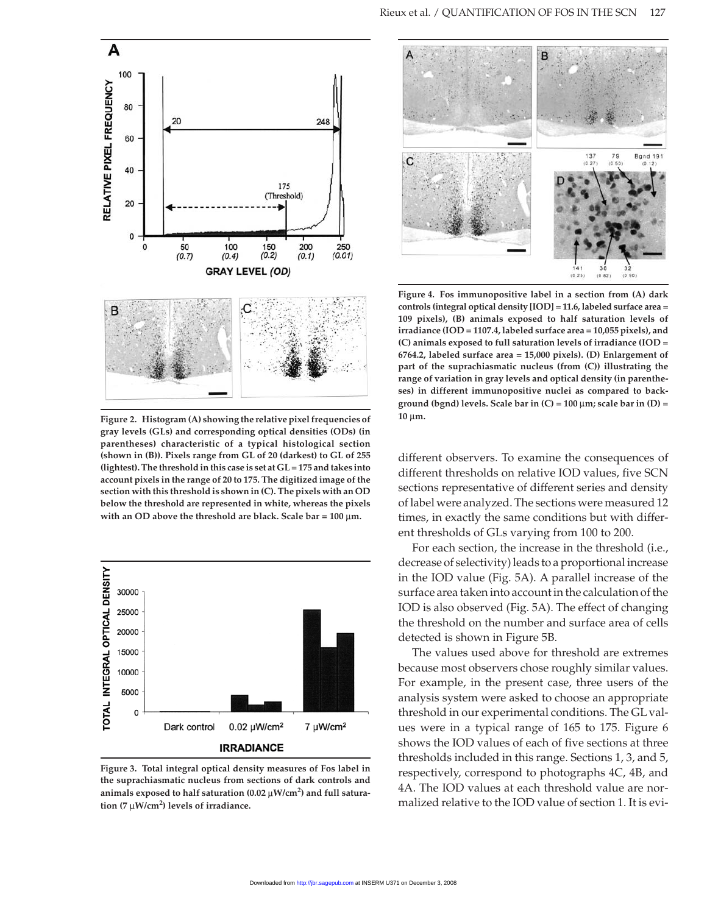Figure 2. Histogram (A) showing the relative pixel frequencies of gray levels (GLs) and corresponding optical densities (ODs) (in parentheses) characteristic of a typical histological section (shown in (B)). Pixels range from GL of 20 (darkest) to GL of 255 (lightest). The threshold in this case is set at GL = 175 and takes into account pixels in the range of 20 to 175. The digitized image of the section with this threshold is shown in (C). The pixels with an OD below the threshold are represented in white, whereas the pixels with an OD above the threshold are black. Scale bar = 100 µm.

Figure 3. Total integral optical density measures of Fos label in the suprachiasmatic nucleus from sections of dark controls and animals exposed to half saturation (0.02 µW/cm$^2$) and full saturation (7 µW/cm$^2$) levels of irradiance.

Figure 4. Fos immunopositive label in a section from (A) dark controls (integral optical density [IOD] = 11.6, labeled surface area = 109 pixels), (B) animals exposed to half saturation levels of irradiance (IOD = 1107.4, labeled surface area = 10,055 pixels), and (C) animals exposed to full saturation levels of irradiance (IOD = 6764.2, labeled surface area = 15,000 pixels). (D) Enlargement of part of the suprachiasmatic nucleus (from (C)) illustrating the range of variation in gray levels and optical density (in parentheses) in different immunopositive nuclei as compared to background (bgnd) levels. Scale bar in (C) = 100 µm; scale bar in (D) = 10 µm.

different observers. To examine the consequences of different thresholds on relative IOD values, five SCN sections representative of different series and density of label were analyzed. The sections were measured 12 times, in exactly the same conditions but with different thresholds of GLs varying from 100 to 200.

For each section, the increase in the threshold (i.e., decrease of selectivity) leads to a proportional increase in the IOD value (Fig. 5A). A parallel increase of the surface area taken into account in the calculation of the IOD is also observed (Fig. 5A). The effect of changing the threshold on the number and surface area of cells detected is shown in Figure 5B.

The values used above for threshold are extremes because most observers chose roughly similar values. For example, in the present case, three users of the analysis system were asked to choose an appropriate threshold in our experimental conditions. The GL values were in a typical range of 165 to 175. Figure 6 shows the IOD values of each of five sections at three thresholds included in this range. Sections 1, 3, and 5, respectively, correspond to photographs 4C, 4B, and 4A. The IOD values at each threshold value are normalized relative to the IOD value of section 1. It is evi-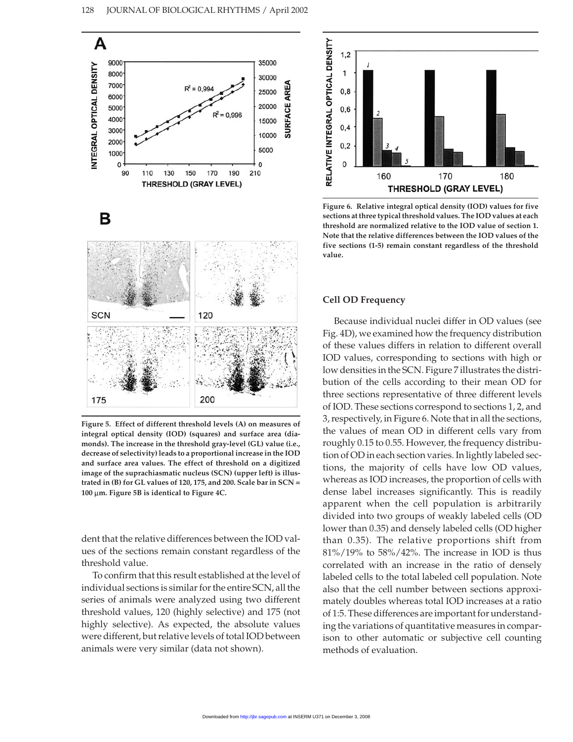Figure 5. Effect of different threshold levels (A) on measures of integral optical density (IOD) (squares) and surface area (diamonds). The increase in the threshold gray-level (GL) value (i.e., decrease of selectivity) leads to a proportional increase in the IOD and surface area values. The effect of threshold on a digitized image of the suprachiasmatic nucleus (SCN) (upper left) is illustrated in (B) for GL values of 120, 175, and 200. Scale bar in SCN = 100 μm. Figure 5B is identical to Figure 4C.

dent that the relative differences between the IOD values of the sections remain constant regardless of the threshold value.

To confirm that this result established at the level of individual sections is similar for the entire SCN, all the series of animals were analyzed using two different threshold values, 120 (highly selective) and 175 (not highly selective). As expected, the absolute values were different, but relative levels of total IOD between animals were very similar (data not shown).

Figure 6. Relative integral optical density (IOD) values for five sections at three typical threshold values. The IOD values at each threshold are normalized relative to the IOD value of section 1. Note that the relative differences between the IOD values of the five sections (1-5) remain constant regardless of the threshold value.

### Cell OD Frequency

Because individual nuclei differ in OD values (see Fig. 4D), we examined how the frequency distribution of these values differs in relation to different overall IOD values, corresponding to sections with high or low densities in the SCN. Figure 7 illustrates the distribution of the cells according to their mean OD for three sections representative of three different levels of IOD. These sections correspond to sections 1, 2, and 3, respectively, in Figure 6. Note that in all the sections, the values of mean OD in different cells vary from roughly 0.15 to 0.55. However, the frequency distribution of OD in each section varies. In lightly labeled sections, the majority of cells have low OD values, whereas as IOD increases, the proportion of cells with dense label increases significantly. This is readily apparent when the cell population is arbitrarily divided into two groups of weakly labeled cells (OD lower than 0.35) and densely labeled cells (OD higher than 0.35). The relative proportions shift from 81%/19% to 58%/42%. The increase in IOD is thus correlated with an increase in the ratio of densely labeled cells to the total labeled cell population. Note also that the cell number between sections approximately doubles whereas total IOD increases at a ratio of 1:5. These differences are important for understanding the variations of quantitative measures in comparison to other automatic or subjective cell counting methods of evaluation.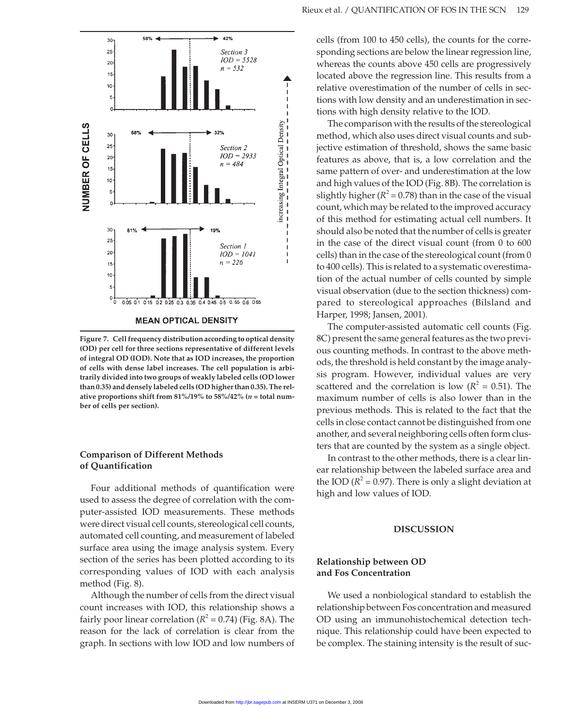Figure 7. Cell frequency distribution according to optical density (OD) per cell for three sections representative of different levels of integral OD (IOD). Note that as IOD increases, the proportion of cells with dense label increases. The cell population is arbitrarily divided into two groups of weakly labeled cells (OD lower than 0.35) and densely labeled cells (OD higher than 0.35). The relative proportions shift from 81%/19% to 58%/42% ($n$ = total number of cells per section).

### Comparison of Different Methods of Quantification

Four additional methods of quantification were used to assess the degree of correlation with the computer-assisted IOD measurements. These methods were direct visual cell counts, stereological cell counts, automated cell counting, and measurement of labeled surface area using the image analysis system. Every section of the series has been plotted according to its corresponding values of IOD with each analysis method (Fig. 8).

Although the number of cells from the direct visual count increases with IOD, this relationship shows a fairly poor linear correlation ($R^2 = 0.74$) (Fig. 8A). The reason for the lack of correlation is clear from the graph. In sections with low IOD and low numbers of cells (from 100 to 450 cells), the counts for the corresponding sections are below the linear regression line, whereas the counts above 450 cells are progressively located above the regression line. This results from a relative overestimation of the number of cells in sections with low density and an underestimation in sections with high density relative to the IOD.

The comparison with the results of the stereological method, which also uses direct visual counts and subjective estimation of threshold, shows the same basic features as above, that is, a low correlation and the same pattern of over- and underestimation at the low and high values of the IOD (Fig. 8B). The correlation is slightly higher ($R^2 = 0.78$) than in the case of the visual count, which may be related to the improved accuracy of this method for estimating actual cell numbers. It should also be noted that the number of cells is greater in the case of the direct visual count (from 0 to 600 cells) than in the case of the stereological count (from 0 to 400 cells). This is related to a systematic overestimation of the actual number of cells counted by simple visual observation (due to the section thickness) compared to stereological approaches (Bilsland and Harper, 1998; Jansen, 2001).

The computer-assisted automatic cell counts (Fig. 8C) present the same general features as the two previous counting methods. In contrast to the above methods, the threshold is held constant by the image analysis program. However, individual values are very scattered and the correlation is low ($R^2 = 0.51$). The maximum number of cells is also lower than in the previous methods. This is related to the fact that the cells in close contact cannot be distinguished from one another, and several neighboring cells often form clusters that are counted by the system as a single object.

In contrast to the other methods, there is a clear linear relationship between the labeled surface area and the IOD ($R^2 = 0.97$). There is only a slight deviation at high and low values of IOD.

## DISCUSSION

### Relationship between OD and Fos Concentration

We used a nonbiological standard to establish the relationship between Fos concentration and measured OD using an immunohistochemical detection technique. This relationship could have been expected to be complex. The staining intensity is the result of suc-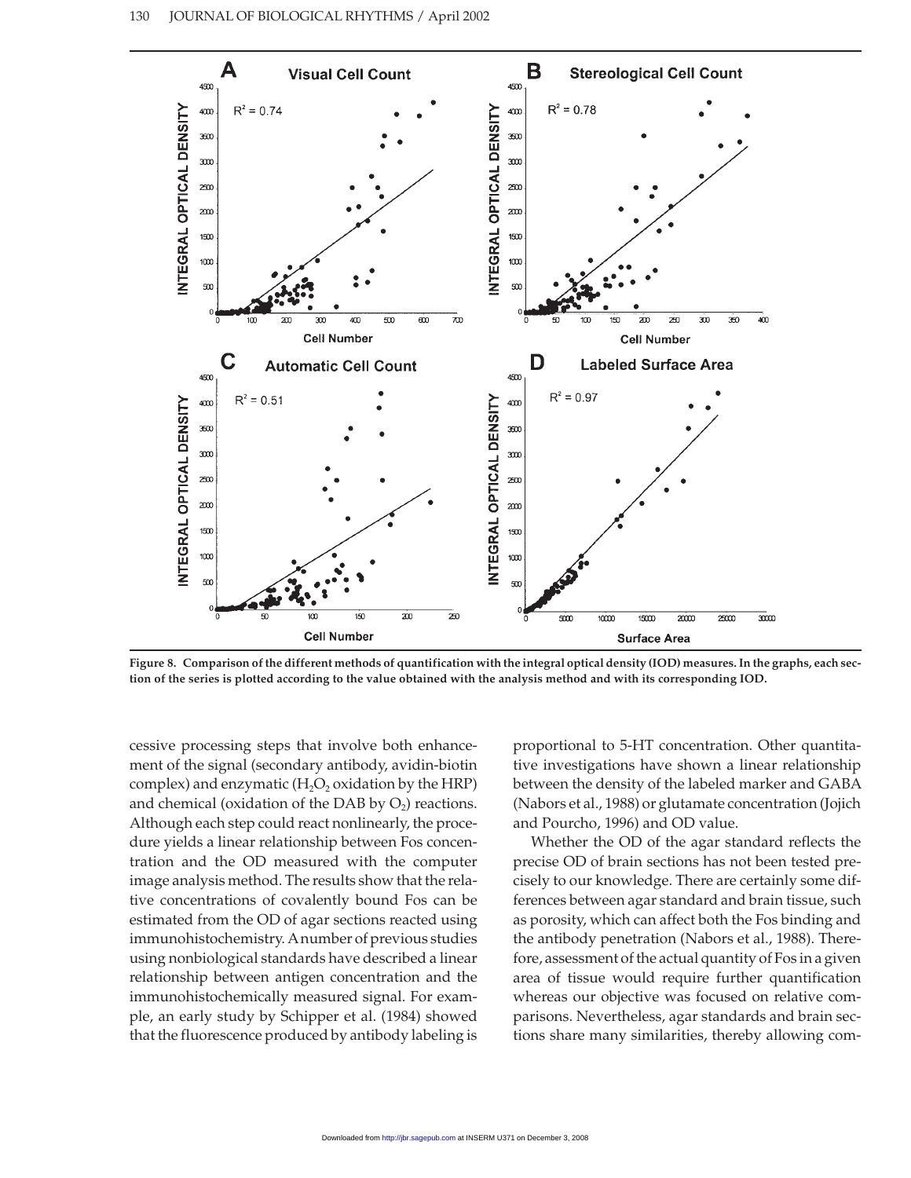Figure 8. Comparison of the different methods of quantification with the integral optical density (IOD) measures. In the graphs, each section of the series is plotted according to the value obtained with the analysis method and with its corresponding IOD.

cessive processing steps that involve both enhancement of the signal (secondary antibody, avidin-biotin complex) and enzymatic ($H_2O_2$ oxidation by the HRP) and chemical (oxidation of the DAB by $O_2$) reactions. Although each step could react nonlinearly, the procedure yields a linear relationship between Fos concentration and the OD measured with the computer image analysis method. The results show that the relative concentrations of covalently bound Fos can be estimated from the OD of agar sections reacted using immunohistochemistry. A number of previous studies using nonbiological standards have described a linear relationship between antigen concentration and the immunohistochemically measured signal. For example, an early study by Schipper et al. (1984) showed that the fluorescence produced by antibody labeling is proportional to 5-HT concentration. Other quantitative investigations have shown a linear relationship between the density of the labeled marker and GABA (Nabors et al., 1988) or glutamate concentration (Jojich and Pourcho, 1996) and OD value.

Whether the OD of the agar standard reflects the precise OD of brain sections has not been tested precisely to our knowledge. There are certainly some differences between agar standard and brain tissue, such as porosity, which can affect both the Fos binding and the antibody penetration (Nabors et al., 1988). Therefore, assessment of the actual quantity of Fos in a given area of tissue would require further quantification whereas our objective was focused on relative comparisons. Nevertheless, agar standards and brain sections share many similarities, thereby allowing com-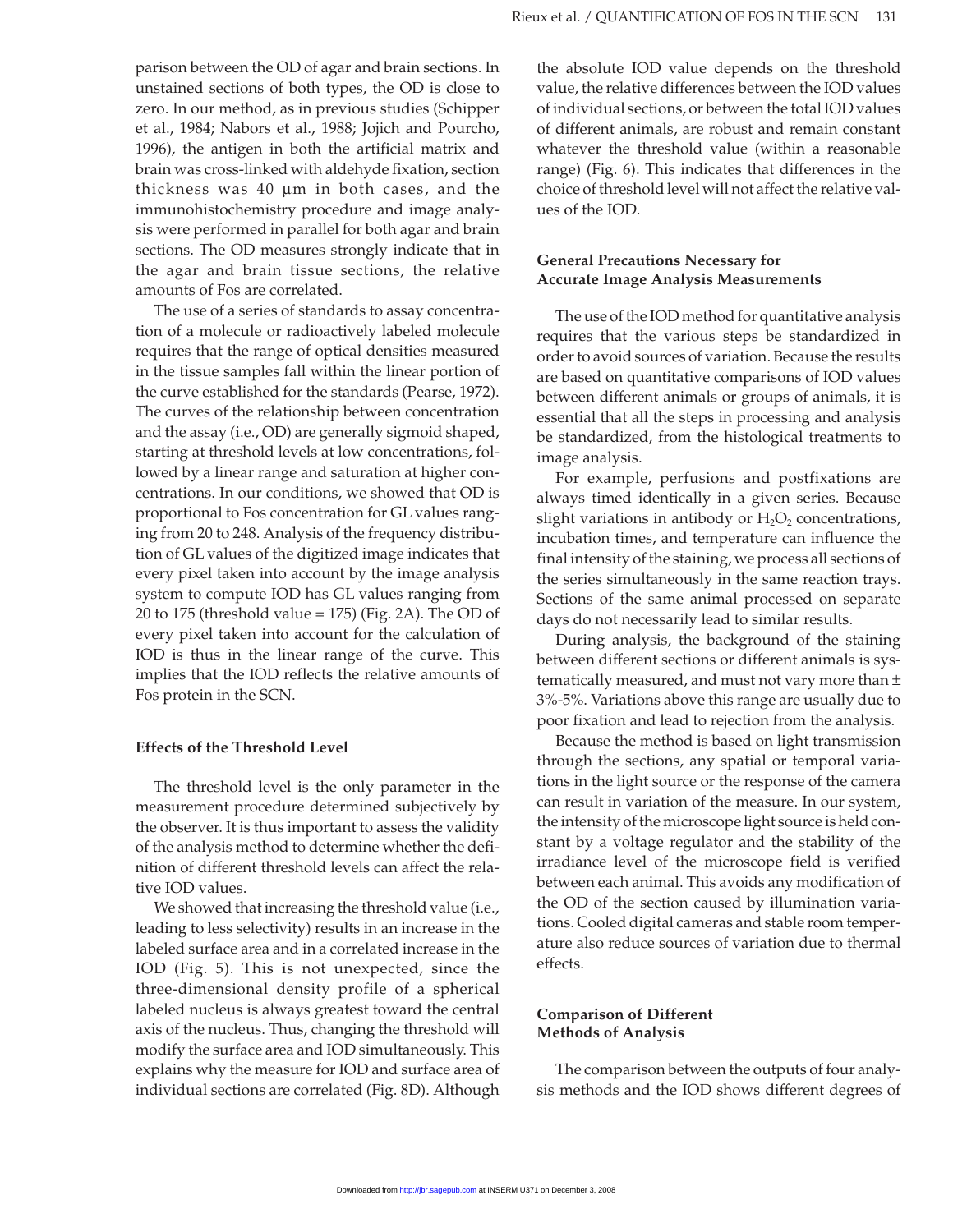parison between the OD of agar and brain sections. In unstained sections of both types, the OD is close to zero. In our method, as in previous studies (Schipper et al., 1984; Nabors et al., 1988; Jojich and Pourcho, 1996), the antigen in both the artificial matrix and brain was cross-linked with aldehyde fixation, section thickness was 40 µm in both cases, and the immunohistochemistry procedure and image analysis were performed in parallel for both agar and brain sections. The OD measures strongly indicate that in the agar and brain tissue sections, the relative amounts of Fos are correlated.

The use of a series of standards to assay concentration of a molecule or radioactively labeled molecule requires that the range of optical densities measured in the tissue samples fall within the linear portion of the curve established for the standards (Pearse, 1972). The curves of the relationship between concentration and the assay (i.e., OD) are generally sigmoid shaped, starting at threshold levels at low concentrations, followed by a linear range and saturation at higher concentrations. In our conditions, we showed that OD is proportional to Fos concentration for GL values ranging from 20 to 248. Analysis of the frequency distribution of GL values of the digitized image indicates that every pixel taken into account by the image analysis system to compute IOD has GL values ranging from 20 to 175 (threshold value = 175) (Fig. 2A). The OD of every pixel taken into account for the calculation of IOD is thus in the linear range of the curve. This implies that the IOD reflects the relative amounts of Fos protein in the SCN.

### Effects of the Threshold Level

The threshold level is the only parameter in the measurement procedure determined subjectively by the observer. It is thus important to assess the validity of the analysis method to determine whether the definition of different threshold levels can affect the relative IOD values.

We showed that increasing the threshold value (i.e., leading to less selectivity) results in an increase in the labeled surface area and in a correlated increase in the IOD (Fig. 5). This is not unexpected, since the three-dimensional density profile of a spherical labeled nucleus is always greatest toward the central axis of the nucleus. Thus, changing the threshold will modify the surface area and IOD simultaneously. This explains why the measure for IOD and surface area of individual sections are correlated (Fig. 8D). Although the absolute IOD value depends on the threshold value, the relative differences between the IOD values of individual sections, or between the total IOD values of different animals, are robust and remain constant whatever the threshold value (within a reasonable range) (Fig. 6). This indicates that differences in the choice of threshold level will not affect the relative values of the IOD.

### General Precautions Necessary for Accurate Image Analysis Measurements

The use of the IOD method for quantitative analysis requires that the various steps be standardized in order to avoid sources of variation. Because the results are based on quantitative comparisons of IOD values between different animals or groups of animals, it is essential that all the steps in processing and analysis be standardized, from the histological treatments to image analysis.

For example, perfusions and postfixations are always timed identically in a given series. Because slight variations in antibody or $H_2O_2$ concentrations, incubation times, and temperature can influence the final intensity of the staining, we process all sections of the series simultaneously in the same reaction trays. Sections of the same animal processed on separate days do not necessarily lead to similar results.

During analysis, the background of the staining between different sections or different animals is systematically measured, and must not vary more than ± 3%-5%. Variations above this range are usually due to poor fixation and lead to rejection from the analysis.

Because the method is based on light transmission through the sections, any spatial or temporal variations in the light source or the response of the camera can result in variation of the measure. In our system, the intensity of the microscope light source is held constant by a voltage regulator and the stability of the irradiance level of the microscope field is verified between each animal. This avoids any modification of the OD of the section caused by illumination variations. Cooled digital cameras and stable room temperature also reduce sources of variation due to thermal effects.

### Comparison of Different Methods of Analysis

The comparison between the outputs of four analysis methods and the IOD shows different degrees of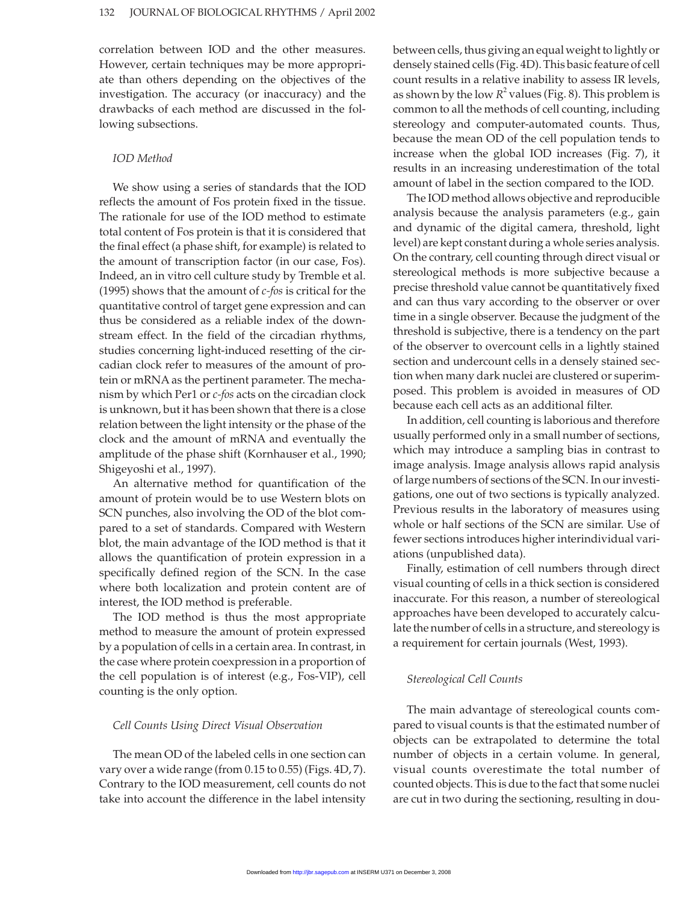correlation between IOD and the other measures. However, certain techniques may be more appropriate than others depending on the objectives of the investigation. The accuracy (or inaccuracy) and the drawbacks of each method are discussed in the following subsections.

### *IOD Method*

We show using a series of standards that the IOD reflects the amount of Fos protein fixed in the tissue. The rationale for use of the IOD method to estimate total content of Fos protein is that it is considered that the final effect (a phase shift, for example) is related to the amount of transcription factor (in our case, Fos). Indeed, an in vitro cell culture study by Tremble et al. (1995) shows that the amount of *c-fos* is critical for the quantitative control of target gene expression and can thus be considered as a reliable index of the downstream effect. In the field of the circadian rhythms, studies concerning light-induced resetting of the circadian clock refer to measures of the amount of protein or mRNA as the pertinent parameter. The mechanism by which Per1 or *c-fos* acts on the circadian clock is unknown, but it has been shown that there is a close relation between the light intensity or the phase of the clock and the amount of mRNA and eventually the amplitude of the phase shift (Kornhauser et al., 1990; Shigeyoshi et al., 1997).

An alternative method for quantification of the amount of protein would be to use Western blots on SCN punches, also involving the OD of the blot compared to a set of standards. Compared with Western blot, the main advantage of the IOD method is that it allows the quantification of protein expression in a specifically defined region of the SCN. In the case where both localization and protein content are of interest, the IOD method is preferable.

The IOD method is thus the most appropriate method to measure the amount of protein expressed by a population of cells in a certain area. In contrast, in the case where protein coexpression in a proportion of the cell population is of interest (e.g., Fos-VIP), cell counting is the only option.

### *Cell Counts Using Direct Visual Observation*

The mean OD of the labeled cells in one section can vary over a wide range (from 0.15 to 0.55) (Figs. 4D, 7). Contrary to the IOD measurement, cell counts do not take into account the difference in the label intensity between cells, thus giving an equal weight to lightly or densely stained cells (Fig. 4D). This basic feature of cell count results in a relative inability to assess IR levels, as shown by the low $R^2$ values (Fig. 8). This problem is common to all the methods of cell counting, including stereology and computer-automated counts. Thus, because the mean OD of the cell population tends to increase when the global IOD increases (Fig. 7), it results in an increasing underestimation of the total amount of label in the section compared to the IOD.

The IOD method allows objective and reproducible analysis because the analysis parameters (e.g., gain and dynamic of the digital camera, threshold, light level) are kept constant during a whole series analysis. On the contrary, cell counting through direct visual or stereological methods is more subjective because a precise threshold value cannot be quantitatively fixed and can thus vary according to the observer or over time in a single observer. Because the judgment of the threshold is subjective, there is a tendency on the part of the observer to overcount cells in a lightly stained section and undercount cells in a densely stained section when many dark nuclei are clustered or superimposed. This problem is avoided in measures of OD because each cell acts as an additional filter.

In addition, cell counting is laborious and therefore usually performed only in a small number of sections, which may introduce a sampling bias in contrast to image analysis. Image analysis allows rapid analysis of large numbers of sections of the SCN. In our investigations, one out of two sections is typically analyzed. Previous results in the laboratory of measures using whole or half sections of the SCN are similar. Use of fewer sections introduces higher interindividual variations (unpublished data).

Finally, estimation of cell numbers through direct visual counting of cells in a thick section is considered inaccurate. For this reason, a number of stereological approaches have been developed to accurately calculate the number of cells in a structure, and stereology is a requirement for certain journals (West, 1993).

### *Stereological Cell Counts*

The main advantage of stereological counts compared to visual counts is that the estimated number of objects can be extrapolated to determine the total number of objects in a certain volume. In general, visual counts overestimate the total number of counted objects. This is due to the fact that some nuclei are cut in two during the sectioning, resulting in dou-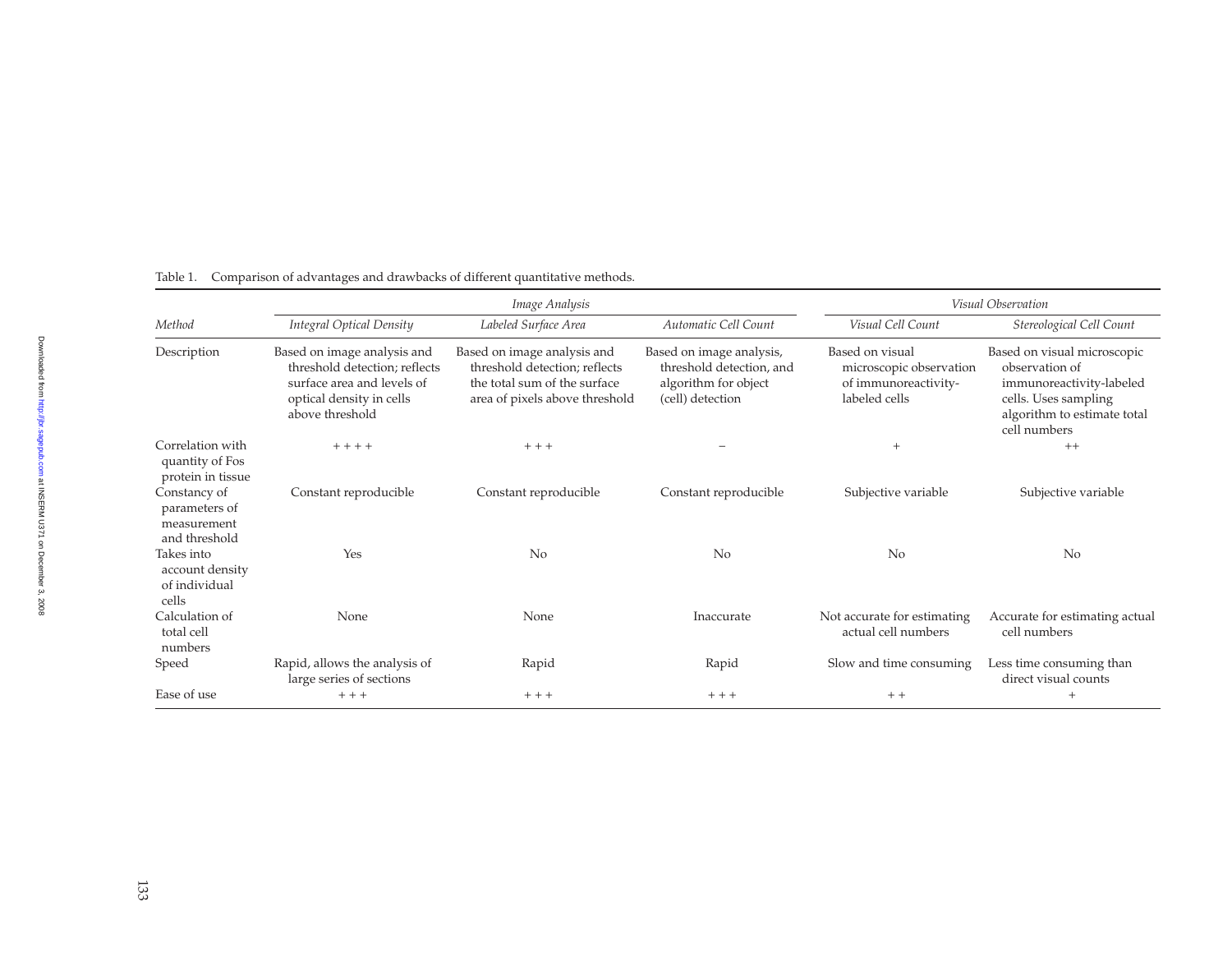Table 1. Comparison of advantages and drawbacks of different quantitative methods.

| | *Image Analysis* | | | *Visual Observation* | |
|---|---|---|---|---|---|
| *Method* | *Integral Optical Density* | *Labeled Surface Area* | *Automatic Cell Count* | *Visual Cell Count* | *Stereological Cell Count* |
| Description | Based on image analysis and threshold detection; reflects surface area and levels of optical density in cells above threshold | Based on image analysis and threshold detection; reflects the total sum of the surface area of pixels above threshold | Based on image analysis, threshold detection, and algorithm for object (cell) detection | Based on visual microscopic observation of immunoreactivity-labeled cells | Based on visual microscopic observation of immunoreactivity-labeled cells. Uses sampling algorithm to estimate total cell numbers |
| Correlation with quantity of Fos protein in tissue | + + + + | + + + | − | + | ++ |
| Constancy of parameters of measurement and threshold | Constant reproducible | Constant reproducible | Constant reproducible | Subjective variable | Subjective variable |
| Takes into account density of individual cells | Yes | No | No | No | No |
| Calculation of total cell numbers | None | None | Inaccurate | Not accurate for estimating actual cell numbers | Accurate for estimating actual cell numbers |
| Speed | Rapid, allows the analysis of large series of sections | Rapid | Rapid | Slow and time consuming | Less time consuming than direct visual counts |
| Ease of use | + + + | + + + | + + + | + + | + |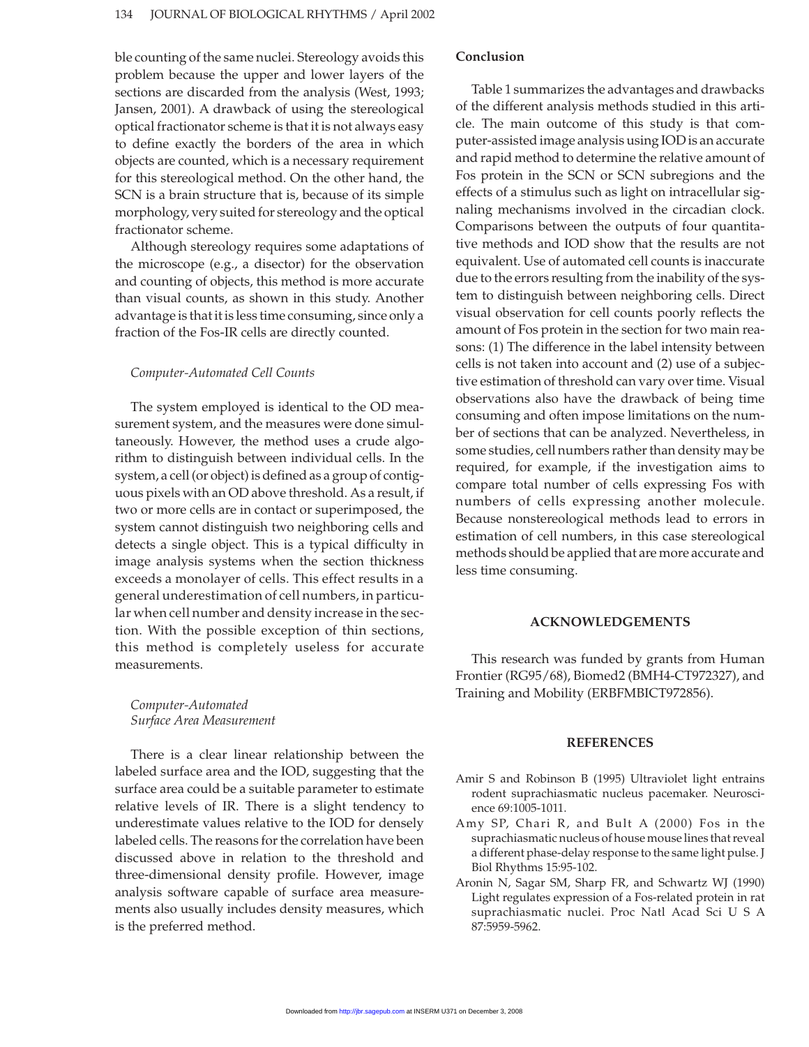ble counting of the same nuclei. Stereology avoids this problem because the upper and lower layers of the sections are discarded from the analysis (West, 1993; Jansen, 2001). A drawback of using the stereological optical fractionator scheme is that it is not always easy to define exactly the borders of the area in which objects are counted, which is a necessary requirement for this stereological method. On the other hand, the SCN is a brain structure that is, because of its simple morphology, very suited for stereology and the optical fractionator scheme.

Although stereology requires some adaptations of the microscope (e.g., a disector) for the observation and counting of objects, this method is more accurate than visual counts, as shown in this study. Another advantage is that it is less time consuming, since only a fraction of the Fos-IR cells are directly counted.

### *Computer-Automated Cell Counts*

The system employed is identical to the OD measurement system, and the measures were done simultaneously. However, the method uses a crude algorithm to distinguish between individual cells. In the system, a cell (or object) is defined as a group of contiguous pixels with an OD above threshold. As a result, if two or more cells are in contact or superimposed, the system cannot distinguish two neighboring cells and detects a single object. This is a typical difficulty in image analysis systems when the section thickness exceeds a monolayer of cells. This effect results in a general underestimation of cell numbers, in particular when cell number and density increase in the section. With the possible exception of thin sections, this method is completely useless for accurate measurements.

### *Computer-Automated Surface Area Measurement*

There is a clear linear relationship between the labeled surface area and the IOD, suggesting that the surface area could be a suitable parameter to estimate relative levels of IR. There is a slight tendency to underestimate values relative to the IOD for densely labeled cells. The reasons for the correlation have been discussed above in relation to the threshold and three-dimensional density profile. However, image analysis software capable of surface area measurements also usually includes density measures, which is the preferred method.

## Conclusion

Table 1 summarizes the advantages and drawbacks of the different analysis methods studied in this article. The main outcome of this study is that computer-assisted image analysis using IOD is an accurate and rapid method to determine the relative amount of Fos protein in the SCN or SCN subregions and the effects of a stimulus such as light on intracellular signaling mechanisms involved in the circadian clock. Comparisons between the outputs of four quantitative methods and IOD show that the results are not equivalent. Use of automated cell counts is inaccurate due to the errors resulting from the inability of the system to distinguish between neighboring cells. Direct visual observation for cell counts poorly reflects the amount of Fos protein in the section for two main reasons: (1) The difference in the label intensity between cells is not taken into account and (2) use of a subjective estimation of threshold can vary over time. Visual observations also have the drawback of being time consuming and often impose limitations on the number of sections that can be analyzed. Nevertheless, in some studies, cell numbers rather than density may be required, for example, if the investigation aims to compare total number of cells expressing Fos with numbers of cells expressing another molecule. Because nonstereological methods lead to errors in estimation of cell numbers, in this case stereological methods should be applied that are more accurate and less time consuming.

## ACKNOWLEDGEMENTS

This research was funded by grants from Human Frontier (RG95/68), Biomed2 (BMH4-CT972327), and Training and Mobility (ERBFMBICT972856).

## REFERENCES

Amir S and Robinson B (1995) Ultraviolet light entrains rodent suprachiasmatic nucleus pacemaker. Neuroscience 69:1005-1011.

Amy SP, Chari R, and Bult A (2000) Fos in the suprachiasmatic nucleus of house mouse lines that reveal a different phase-delay response to the same light pulse. J Biol Rhythms 15:95-102.

Aronin N, Sagar SM, Sharp FR, and Schwartz WJ (1990) Light regulates expression of a Fos-related protein in rat suprachiasmatic nuclei. Proc Natl Acad Sci U S A 87:5959-5962.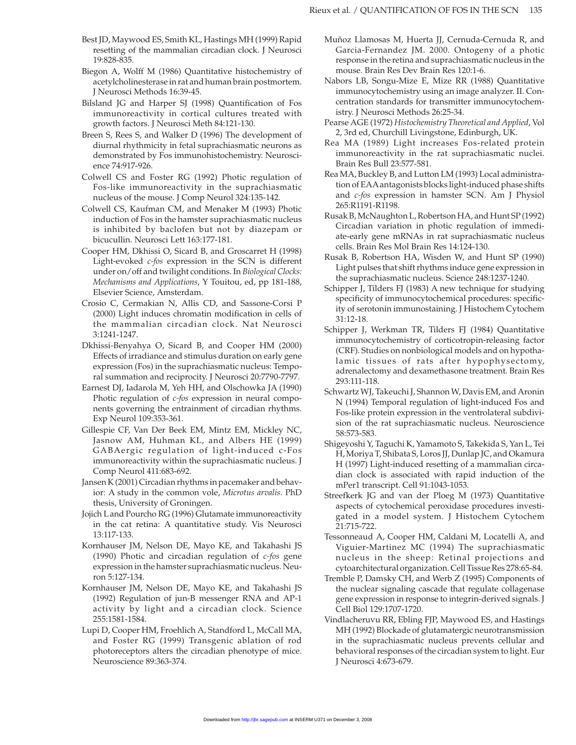Best JD, Maywood ES, Smith KL, Hastings MH (1999) Rapid resetting of the mammalian circadian clock. J Neurosci 19:828-835.

Biegon A, Wolff M (1986) Quantitative histochemistry of acetylcholinesterase in rat and human brain postmortem. J Neurosci Methods 16:39-45.

Bilsland JG and Harper SJ (1998) Quantification of Fos immunoreactivity in cortical cultures treated with growth factors. J Neurosci Meth 84:121-130.

Breen S, Rees S, and Walker D (1996) The development of diurnal rhythmicity in fetal suprachiasmatic neurons as demonstrated by Fos immunohistochemistry. Neuroscience 74:917-926.

Colwell CS and Foster RG (1992) Photic regulation of Fos-like immunoreactivity in the suprachiasmatic nucleus of the mouse. J Comp Neurol 324:135-142.

Colwell CS, Kaufman CM, and Menaker M (1993) Photic induction of Fos in the hamster suprachiasmatic nucleus is inhibited by baclofen but not by diazepam or bicucullin. Neurosci Lett 163:177-181.

Cooper HM, Dkhissi O, Sicard B, and Groscarret H (1998) Light-evoked *c-fos* expression in the SCN is different under on/off and twilight conditions. In *Biological Clocks: Mechanisms and Applications*, Y Touitou, ed, pp 181-188, Elsevier Science, Amsterdam.

Crosio C, Cermakian N, Allis CD, and Sassone-Corsi P (2000) Light induces chromatin modification in cells of the mammalian circadian clock. Nat Neurosci 3:1241-1247.

Dkhissi-Benyahya O, Sicard B, and Cooper HM (2000) Effects of irradiance and stimulus duration on early gene expression (Fos) in the suprachiasmatic nucleus: Temporal summation and reciprocity. J Neurosci 20:7790-7797.

Earnest DJ, Iadarola M, Yeh HH, and Olschowka JA (1990) Photic regulation of *c-fos* expression in neural components governing the entrainment of circadian rhythms. Exp Neurol 109:353-361.

Gillespie CF, Van Der Beek EM, Mintz EM, Mickley NC, Jasnow AM, Huhman KL, and Albers HE (1999) GABAergic regulation of light-induced c-Fos immunoreactivity within the suprachiasmatic nucleus. J Comp Neurol 411:683-692.

Jansen K (2001) Circadian rhythms in pacemaker and behavior: A study in the common vole, *Microtus arvalis*. PhD thesis, University of Groningen.

Jojich L and Pourcho RG (1996) Glutamate immunoreactivity in the cat retina: A quantitative study. Vis Neurosci 13:117-133.

Kornhauser JM, Nelson DE, Mayo KE, and Takahashi JS (1990) Photic and circadian regulation of *c-fos* gene expression in the hamster suprachiasmatic nucleus. Neuron 5:127-134.

Kornhauser JM, Nelson DE, Mayo KE, and Takahashi JS (1992) Regulation of jun-B messenger RNA and AP-1 activity by light and a circadian clock. Science 255:1581-1584.

Lupi D, Cooper HM, Froehlich A, Standford L, McCall MA, and Foster RG (1999) Transgenic ablation of rod photoreceptors alters the circadian phenotype of mice. Neuroscience 89:363-374.

Muñoz Llamosas M, Huerta JJ, Cernuda-Cernuda R, and Garcia-Fernandez JM. 2000. Ontogeny of a photic response in the retina and suprachiasmatic nucleus in the mouse. Brain Res Dev Brain Res 120:1-6.

Nabors LB, Songu-Mize E, Mize RR (1988) Quantitative immunocytochemistry using an image analyzer. II. Concentration standards for transmitter immunocytochemistry. J Neurosci Methods 26:25-34.

Pearse AGE (1972) *Histochemistry Theoretical and Applied*, Vol 2, 3rd ed, Churchill Livingstone, Edinburgh, UK.

Rea MA (1989) Light increases Fos-related protein immunoreactivity in the rat suprachiasmatic nuclei. Brain Res Bull 23:577-581.

Rea MA, Buckley B, and Lutton LM (1993) Local administration of EAA antagonists blocks light-induced phase shifts and *c-fos* expression in hamster SCN. Am J Physiol 265:R1191-R1198.

Rusak B, McNaughton L, Robertson HA, and Hunt SP (1992) Circadian variation in photic regulation of immediate-early gene mRNAs in rat suprachiasmatic nucleus cells. Brain Res Mol Brain Res 14:124-130.

Rusak B, Robertson HA, Wisden W, and Hunt SP (1990) Light pulses that shift rhythms induce gene expression in the suprachiasmatic nucleus. Science 248:1237-1240.

Schipper J, Tilders FJ (1983) A new technique for studying specificity of immunocytochemical procedures: specificity of serotonin immunostaining. J Histochem Cytochem 31:12-18.

Schipper J, Werkman TR, Tilders FJ (1984) Quantitative immunocytochemistry of corticotropin-releasing factor (CRF). Studies on nonbiological models and on hypothalamic tissues of rats after hypophysectomy, adrenalectomy and dexamethasone treatment. Brain Res 293:111-118.

Schwartz WJ, Takeuchi J, Shannon W, Davis EM, and Aronin N (1994) Temporal regulation of light-induced Fos and Fos-like protein expression in the ventrolateral subdivision of the rat suprachiasmatic nucleus. Neuroscience 58:573-583.

Shigeyoshi Y, Taguchi K, Yamamoto S, Takekida S, Yan L, Tei H, Moriya T, Shibata S, Loros JJ, Dunlap JC, and Okamura H (1997) Light-induced resetting of a mammalian circadian clock is associated with rapid induction of the mPer1 transcript. Cell 91:1043-1053.

Streefkerk JG and van der Ploeg M (1973) Quantitative aspects of cytochemical peroxidase procedures investigated in a model system. J Histochem Cytochem 21:715-722.

Tessonneaud A, Cooper HM, Caldani M, Locatelli A, and Viguier-Martinez MC (1994) The suprachiasmatic nucleus in the sheep: Retinal projections and cytoarchitectural organization. Cell Tissue Res 278:65-84.

Tremble P, Damsky CH, and Werb Z (1995) Components of the nuclear signaling cascade that regulate collagenase gene expression in response to integrin-derived signals. J Cell Biol 129:1707-1720.

Vindlacheruvu RR, Ebling FJP, Maywood ES, and Hastings MH (1992) Blockade of glutamatergic neurotransmission in the suprachiasmatic nucleus prevents cellular and behavioral responses of the circadian system to light. Eur J Neurosci 4:673-679.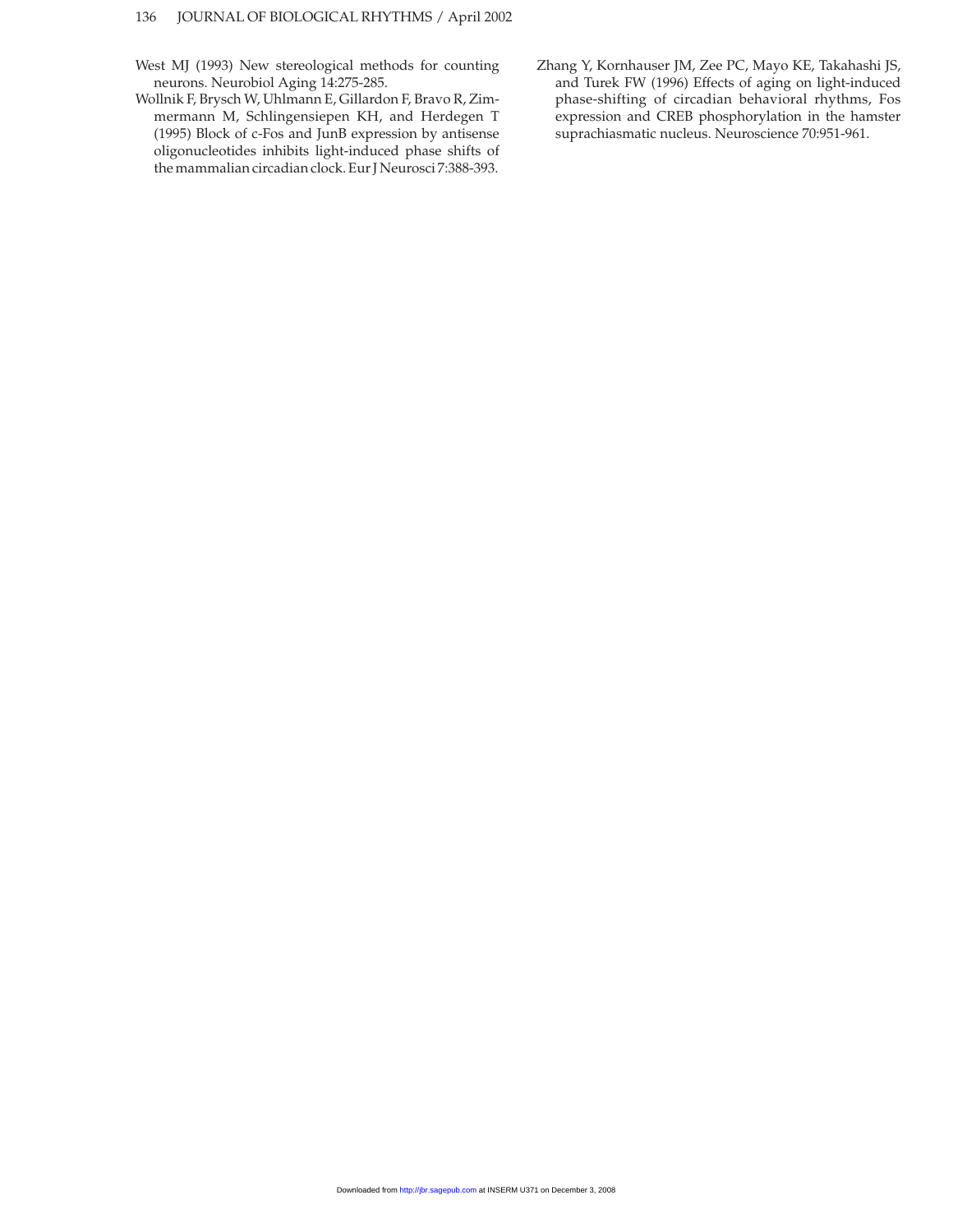West MJ (1993) New stereological methods for counting neurons. Neurobiol Aging 14:275-285.

Wollnik F, Brysch W, Uhlmann E, Gillardon F, Bravo R, Zimmermann M, Schlingensiepen KH, and Herdegen T (1995) Block of c-Fos and JunB expression by antisense oligonucleotides inhibits light-induced phase shifts of the mammalian circadian clock. Eur J Neurosci 7:388-393.

Zhang Y, Kornhauser JM, Zee PC, Mayo KE, Takahashi JS, and Turek FW (1996) Effects of aging on light-induced phase-shifting of circadian behavioral rhythms, Fos expression and CREB phosphorylation in the hamster suprachiasmatic nucleus. Neuroscience 70:951-961.